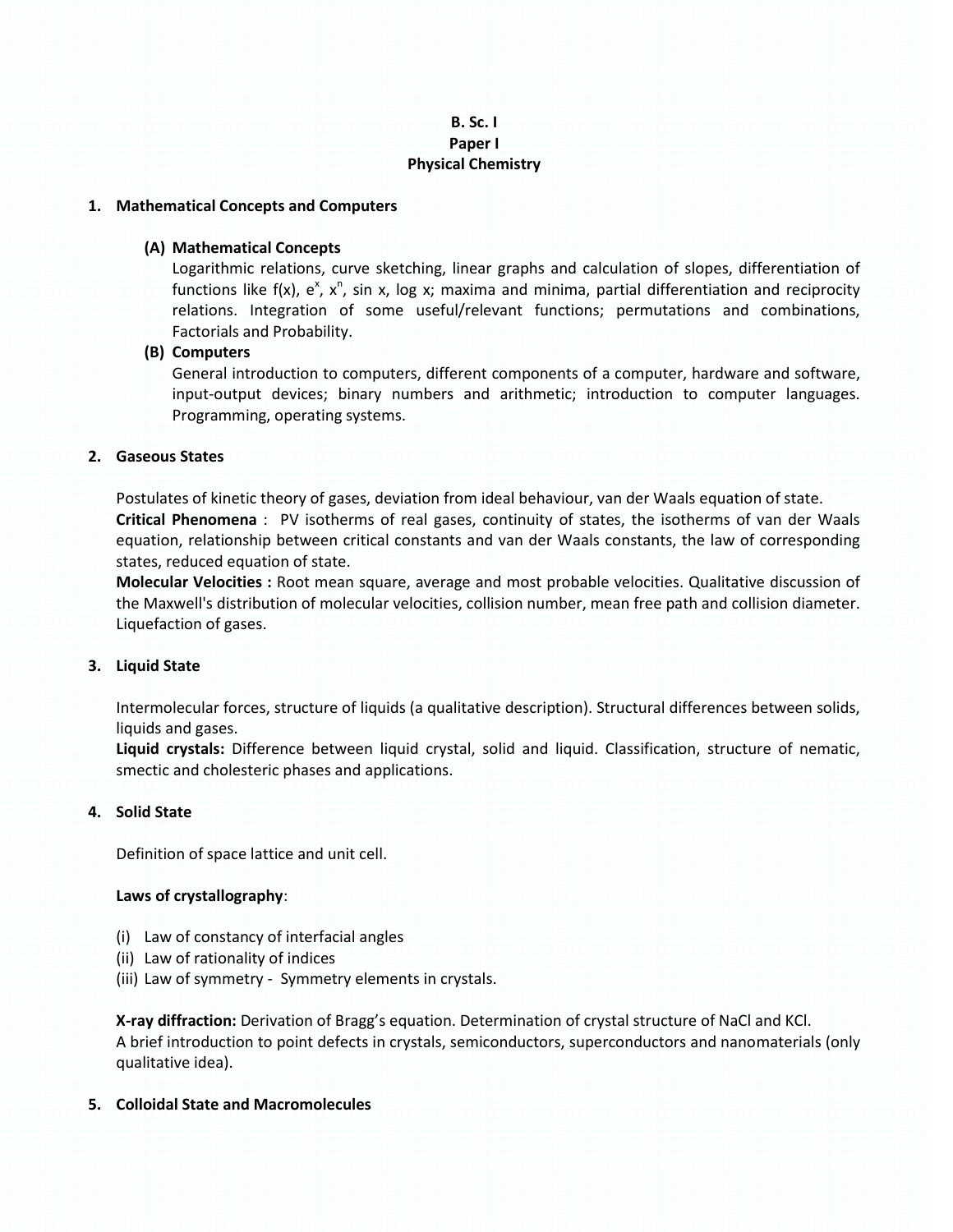**B. Sc. I**
**Paper I**
**Physical Chemistry**

## 1. Mathematical Concepts and Computers

### (A) Mathematical Concepts

Logarithmic relations, curve sketching, linear graphs and calculation of slopes, differentiation of functions like f(x), $e^x$, $x^n$, sin x, log x; maxima and minima, partial differentiation and reciprocity relations. Integration of some useful/relevant functions; permutations and combinations, Factorials and Probability.

### (B) Computers

General introduction to computers, different components of a computer, hardware and software, input-output devices; binary numbers and arithmetic; introduction to computer languages. Programming, operating systems.

## 2. Gaseous States

Postulates of kinetic theory of gases, deviation from ideal behaviour, van der Waals equation of state.

**Critical Phenomena** : PV isotherms of real gases, continuity of states, the isotherms of van der Waals equation, relationship between critical constants and van der Waals constants, the law of corresponding states, reduced equation of state.

**Molecular Velocities :** Root mean square, average and most probable velocities. Qualitative discussion of the Maxwell's distribution of molecular velocities, collision number, mean free path and collision diameter. Liquefaction of gases.

## 3. Liquid State

Intermolecular forces, structure of liquids (a qualitative description). Structural differences between solids, liquids and gases.

**Liquid crystals:** Difference between liquid crystal, solid and liquid. Classification, structure of nematic, smectic and cholesteric phases and applications.

## 4. Solid State

Definition of space lattice and unit cell.

**Laws of crystallography**:

(i) Law of constancy of interfacial angles
(ii) Law of rationality of indices
(iii) Law of symmetry - Symmetry elements in crystals.

**X-ray diffraction:** Derivation of Bragg's equation. Determination of crystal structure of NaCl and KCl.
A brief introduction to point defects in crystals, semiconductors, superconductors and nanomaterials (only qualitative idea).

## 5. Colloidal State and Macromolecules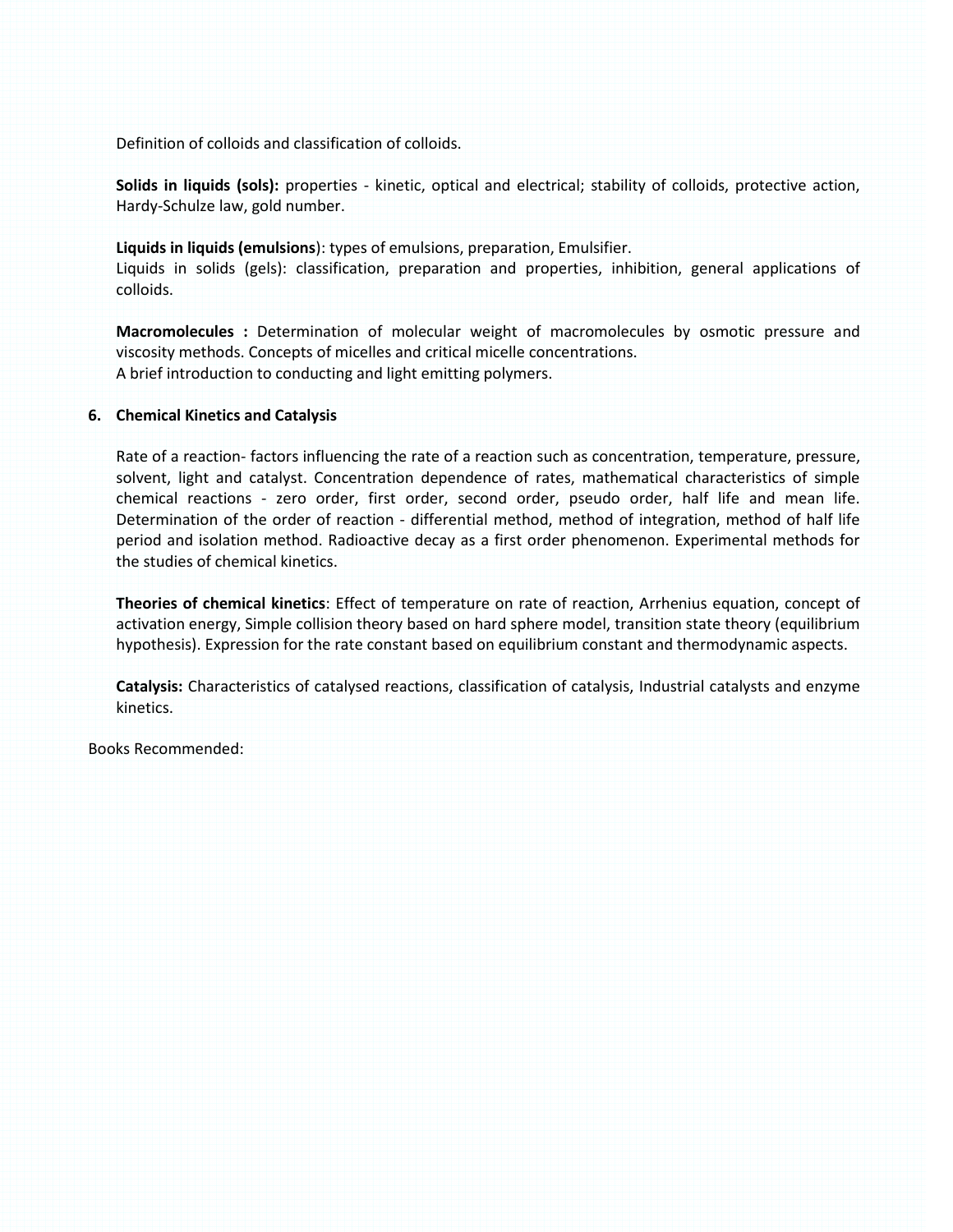Definition of colloids and classification of colloids.

**Solids in liquids (sols):** properties - kinetic, optical and electrical; stability of colloids, protective action, Hardy-Schulze law, gold number.

**Liquids in liquids (emulsions**): types of emulsions, preparation, Emulsifier.
Liquids in solids (gels): classification, preparation and properties, inhibition, general applications of colloids.

**Macromolecules :** Determination of molecular weight of macromolecules by osmotic pressure and viscosity methods. Concepts of micelles and critical micelle concentrations.
A brief introduction to conducting and light emitting polymers.

## 6. Chemical Kinetics and Catalysis

Rate of a reaction- factors influencing the rate of a reaction such as concentration, temperature, pressure, solvent, light and catalyst. Concentration dependence of rates, mathematical characteristics of simple chemical reactions - zero order, first order, second order, pseudo order, half life and mean life. Determination of the order of reaction - differential method, method of integration, method of half life period and isolation method. Radioactive decay as a first order phenomenon. Experimental methods for the studies of chemical kinetics.

**Theories of chemical kinetics**: Effect of temperature on rate of reaction, Arrhenius equation, concept of activation energy, Simple collision theory based on hard sphere model, transition state theory (equilibrium hypothesis). Expression for the rate constant based on equilibrium constant and thermodynamic aspects.

**Catalysis:** Characteristics of catalysed reactions, classification of catalysis, Industrial catalysts and enzyme kinetics.

Books Recommended: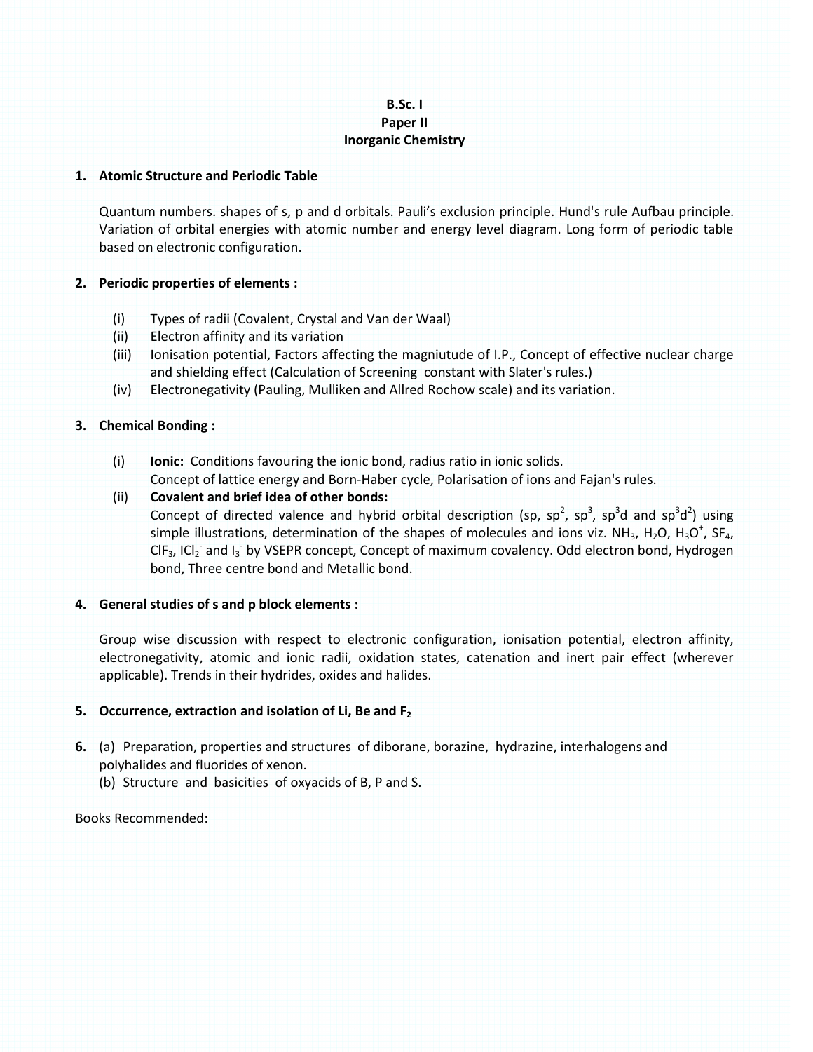**B.Sc. I**
**Paper II**
**Inorganic Chemistry**

## 1. Atomic Structure and Periodic Table

Quantum numbers. shapes of s, p and d orbitals. Pauli's exclusion principle. Hund's rule Aufbau principle. Variation of orbital energies with atomic number and energy level diagram. Long form of periodic table based on electronic configuration.

## 2. Periodic properties of elements :

(i) Types of radii (Covalent, Crystal and Van der Waal)
(ii) Electron affinity and its variation
(iii) Ionisation potential, Factors affecting the magniutude of I.P., Concept of effective nuclear charge and shielding effect (Calculation of Screening constant with Slater's rules.)
(iv) Electronegativity (Pauling, Mulliken and Allred Rochow scale) and its variation.

## 3. Chemical Bonding :

(i) **Ionic:** Conditions favouring the ionic bond, radius ratio in ionic solids.
Concept of lattice energy and Born-Haber cycle, Polarisation of ions and Fajan's rules.

(ii) **Covalent and brief idea of other bonds:**
Concept of directed valence and hybrid orbital description (sp, $sp^2$, $sp^3$, $sp^3d$ and $sp^3d^2$) using simple illustrations, determination of the shapes of molecules and ions viz. $NH_3$, $H_2O$, $H_3O^+$, $SF_4$, $ClF_3$, $ICl_2^-$ and $I_3^-$ by VSEPR concept, Concept of maximum covalency. Odd electron bond, Hydrogen bond, Three centre bond and Metallic bond.

## 4. General studies of s and p block elements :

Group wise discussion with respect to electronic configuration, ionisation potential, electron affinity, electronegativity, atomic and ionic radii, oxidation states, catenation and inert pair effect (wherever applicable). Trends in their hydrides, oxides and halides.

## 5. Occurrence, extraction and isolation of Li, Be and $F_2$

## 6.

(a) Preparation, properties and structures of diborane, borazine, hydrazine, interhalogens and polyhalides and fluorides of xenon.
(b) Structure and basicities of oxyacids of B, P and S.

Books Recommended: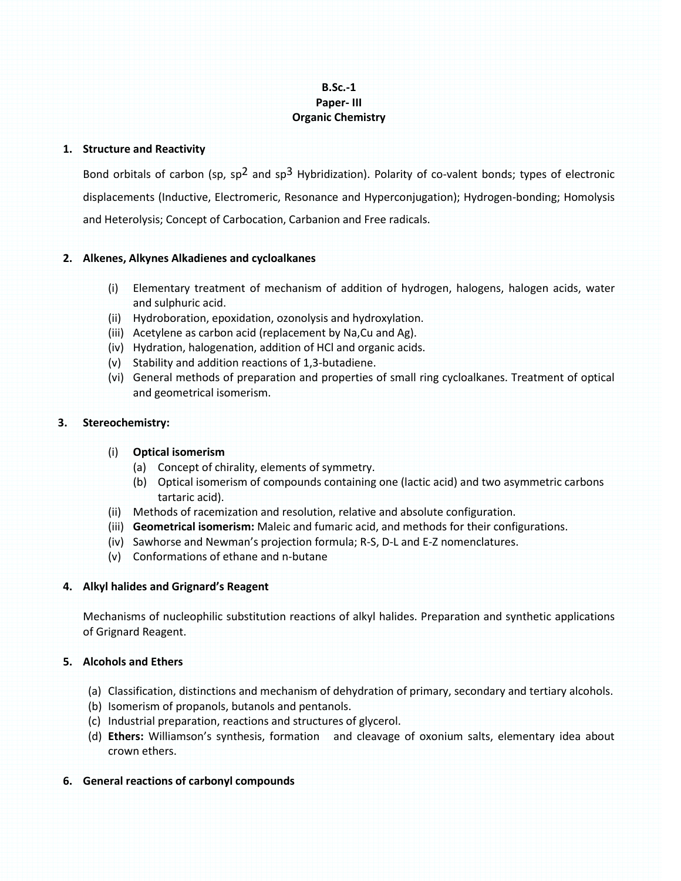**B.Sc.-1**
**Paper- III**
**Organic Chemistry**

1. **Structure and Reactivity**

   Bond orbitals of carbon (sp, $sp^2$ and $sp^3$ Hybridization). Polarity of co-valent bonds; types of electronic displacements (Inductive, Electromeric, Resonance and Hyperconjugation); Hydrogen-bonding; Homolysis and Heterolysis; Concept of Carbocation, Carbanion and Free radicals.

2. **Alkenes, Alkynes Alkadienes and cycloalkanes**

   (i) Elementary treatment of mechanism of addition of hydrogen, halogens, halogen acids, water and sulphuric acid.
   (ii) Hydroboration, epoxidation, ozonolysis and hydroxylation.
   (iii) Acetylene as carbon acid (replacement by Na,Cu and Ag).
   (iv) Hydration, halogenation, addition of HCl and organic acids.
   (v) Stability and addition reactions of 1,3-butadiene.
   (vi) General methods of preparation and properties of small ring cycloalkanes. Treatment of optical and geometrical isomerism.

3. **Stereochemistry:**

   (i) **Optical isomerism**
      (a) Concept of chirality, elements of symmetry.
      (b) Optical isomerism of compounds containing one (lactic acid) and two asymmetric carbons tartaric acid).
   (ii) Methods of racemization and resolution, relative and absolute configuration.
   (iii) **Geometrical isomerism:** Maleic and fumaric acid, and methods for their configurations.
   (iv) Sawhorse and Newman's projection formula; R-S, D-L and E-Z nomenclatures.
   (v) Conformations of ethane and n-butane

4. **Alkyl halides and Grignard's Reagent**

   Mechanisms of nucleophilic substitution reactions of alkyl halides. Preparation and synthetic applications of Grignard Reagent.

5. **Alcohols and Ethers**

   (a) Classification, distinctions and mechanism of dehydration of primary, secondary and tertiary alcohols.
   (b) Isomerism of propanols, butanols and pentanols.
   (c) Industrial preparation, reactions and structures of glycerol.
   (d) **Ethers:** Williamson's synthesis, formation and cleavage of oxonium salts, elementary idea about crown ethers.

6. **General reactions of carbonyl compounds**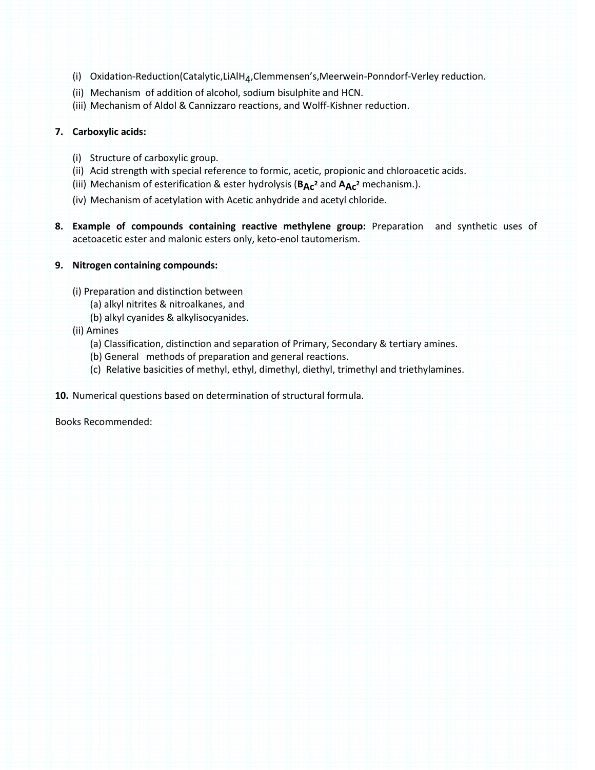(i) Oxidation-Reduction(Catalytic,$LiAlH_4$,Clemmensen's,Meerwein-Ponndorf-Verley reduction.

(ii) Mechanism of addition of alcohol, sodium bisulphite and HCN.

(iii) Mechanism of Aldol & Cannizzaro reactions, and Wolff-Kishner reduction.

**7. Carboxylic acids:**

(i) Structure of carboxylic group.

(ii) Acid strength with special reference to formic, acetic, propionic and chloroacetic acids.

(iii) Mechanism of esterification & ester hydrolysis (**$B_{Ac}^2$** and **$A_{Ac}^2$** mechanism.).

(iv) Mechanism of acetylation with Acetic anhydride and acetyl chloride.

**8. Example of compounds containing reactive methylene group:** Preparation and synthetic uses of acetoacetic ester and malonic esters only, keto-enol tautomerism.

**9. Nitrogen containing compounds:**

(i) Preparation and distinction between
- (a) alkyl nitrites & nitroalkanes, and
- (b) alkyl cyanides & alkylisocyanides.

(ii) Amines
- (a) Classification, distinction and separation of Primary, Secondary & tertiary amines.
- (b) General methods of preparation and general reactions.
- (c) Relative basicities of methyl, ethyl, dimethyl, diethyl, trimethyl and triethylamines.

**10.** Numerical questions based on determination of structural formula.

Books Recommended: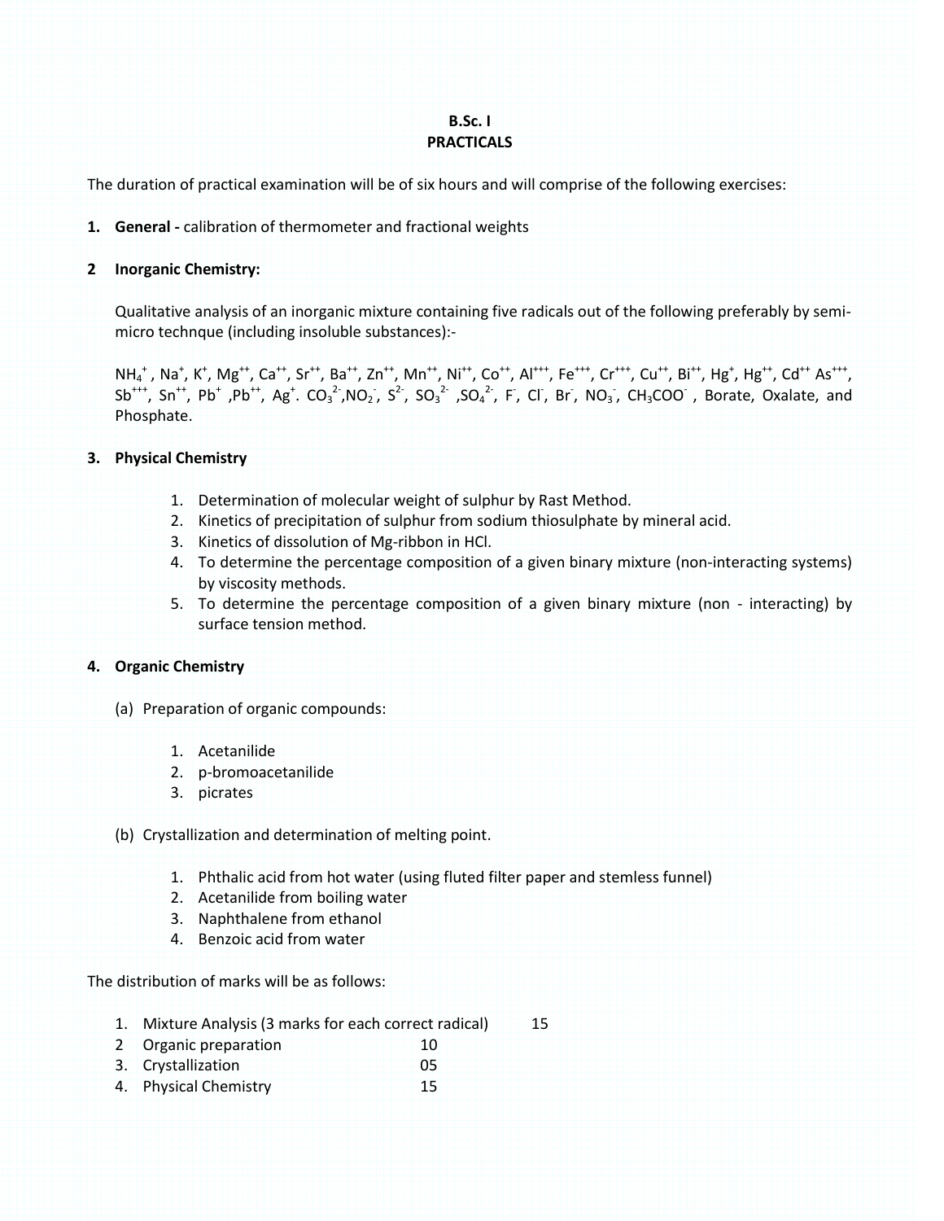# B.Sc. I
## PRACTICALS

The duration of practical examination will be of six hours and will comprise of the following exercises:

1. **General -** calibration of thermometer and fractional weights

2 **Inorganic Chemistry:**

Qualitative analysis of an inorganic mixture containing five radicals out of the following preferably by semi-micro technque (including insoluble substances):-

$NH_4^+$ , $Na^+$, $K^+$, $Mg^{++}$, $Ca^{++}$, $Sr^{++}$, $Ba^{++}$, $Zn^{++}$, $Mn^{++}$, $Ni^{++}$, $Co^{++}$, $Al^{+++}$, $Fe^{+++}$, $Cr^{+++}$, $Cu^{++}$, $Bi^{++}$, $Hg^+$, $Hg^{++}$, $Cd^{++}$ $As^{+++}$, $Sb^{+++}$, $Sn^{++}$, $Pb^+$ ,$Pb^{++}$, $Ag^+$. $CO_3^{2-}$,$NO_2^-$, $S^{2-}$, $SO_3^{2-}$ ,$SO_4^{2-}$, $F^-$, $Cl^-$, $Br^-$, $NO_3^-$, $CH_3COO^-$ , Borate, Oxalate, and Phosphate.

3. **Physical Chemistry**

   1. Determination of molecular weight of sulphur by Rast Method.
   2. Kinetics of precipitation of sulphur from sodium thiosulphate by mineral acid.
   3. Kinetics of dissolution of Mg-ribbon in HCl.
   4. To determine the percentage composition of a given binary mixture (non-interacting systems) by viscosity methods.
   5. To determine the percentage composition of a given binary mixture (non - interacting) by surface tension method.

4. **Organic Chemistry**

   (a) Preparation of organic compounds:

   1. Acetanilide
   2. p-bromoacetanilide
   3. picrates

   (b) Crystallization and determination of melting point.

   1. Phthalic acid from hot water (using fluted filter paper and stemless funnel)
   2. Acetanilide from boiling water
   3. Naphthalene from ethanol
   4. Benzoic acid from water

The distribution of marks will be as follows:

1. Mixture Analysis (3 marks for each correct radical) 15
2. Organic preparation 10
3. Crystallization 05
4. Physical Chemistry 15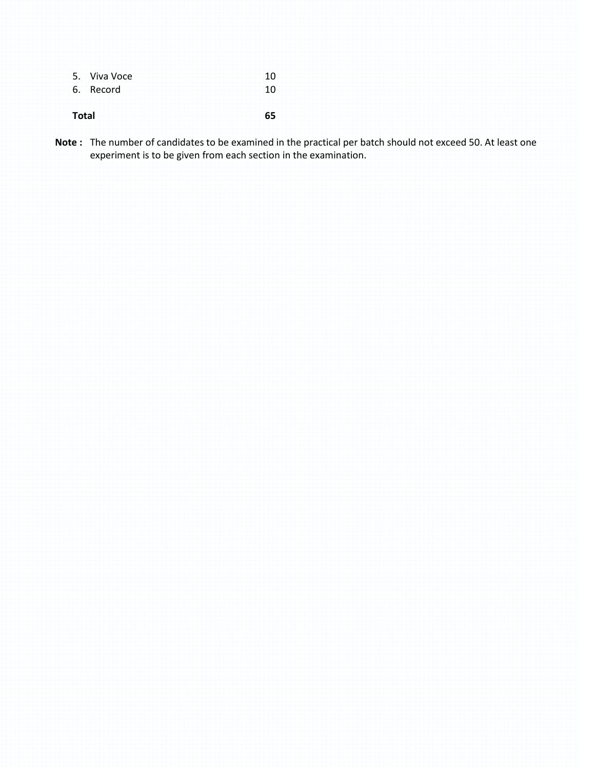| | |
|---|---|
| 5. Viva Voce | 10 |
| 6. Record | 10 |
| **Total** | **65** |

**Note :** The number of candidates to be examined in the practical per batch should not exceed 50. At least one experiment is to be given from each section in the examination.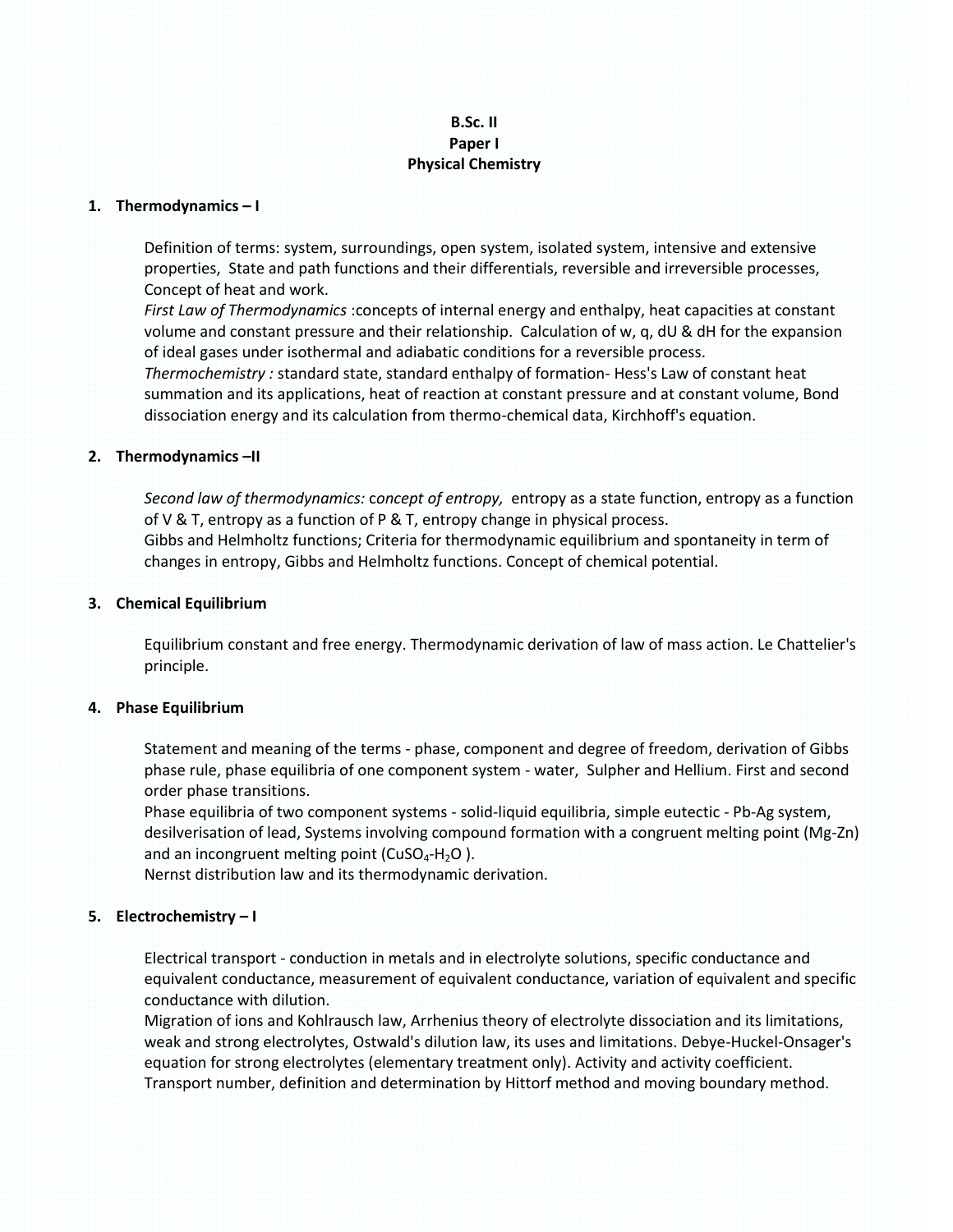**B.Sc. II**
**Paper I**
**Physical Chemistry**

**1. Thermodynamics – I**

Definition of terms: system, surroundings, open system, isolated system, intensive and extensive properties, State and path functions and their differentials, reversible and irreversible processes, Concept of heat and work.
*First Law of Thermodynamics* :concepts of internal energy and enthalpy, heat capacities at constant volume and constant pressure and their relationship. Calculation of w, q, dU & dH for the expansion of ideal gases under isothermal and adiabatic conditions for a reversible process.
*Thermochemistry :* standard state, standard enthalpy of formation- Hess's Law of constant heat summation and its applications, heat of reaction at constant pressure and at constant volume, Bond dissociation energy and its calculation from thermo-chemical data, Kirchhoff's equation.

**2. Thermodynamics –II**

*Second law of thermodynamics: concept of entropy,* entropy as a state function, entropy as a function of V & T, entropy as a function of P & T, entropy change in physical process.
Gibbs and Helmholtz functions; Criteria for thermodynamic equilibrium and spontaneity in term of changes in entropy, Gibbs and Helmholtz functions. Concept of chemical potential.

**3. Chemical Equilibrium**

Equilibrium constant and free energy. Thermodynamic derivation of law of mass action. Le Chattelier's principle.

**4. Phase Equilibrium**

Statement and meaning of the terms - phase, component and degree of freedom, derivation of Gibbs phase rule, phase equilibria of one component system - water, Sulpher and Hellium. First and second order phase transitions.
Phase equilibria of two component systems - solid-liquid equilibria, simple eutectic - Pb-Ag system, desilverisation of lead, Systems involving compound formation with a congruent melting point (Mg-Zn) and an incongruent melting point ($CuSO_4$-$H_2O$ ).
Nernst distribution law and its thermodynamic derivation.

**5. Electrochemistry – I**

Electrical transport - conduction in metals and in electrolyte solutions, specific conductance and equivalent conductance, measurement of equivalent conductance, variation of equivalent and specific conductance with dilution.
Migration of ions and Kohlrausch law, Arrhenius theory of electrolyte dissociation and its limitations, weak and strong electrolytes, Ostwald's dilution law, its uses and limitations. Debye-Huckel-Onsager's equation for strong electrolytes (elementary treatment only). Activity and activity coefficient. Transport number, definition and determination by Hittorf method and moving boundary method.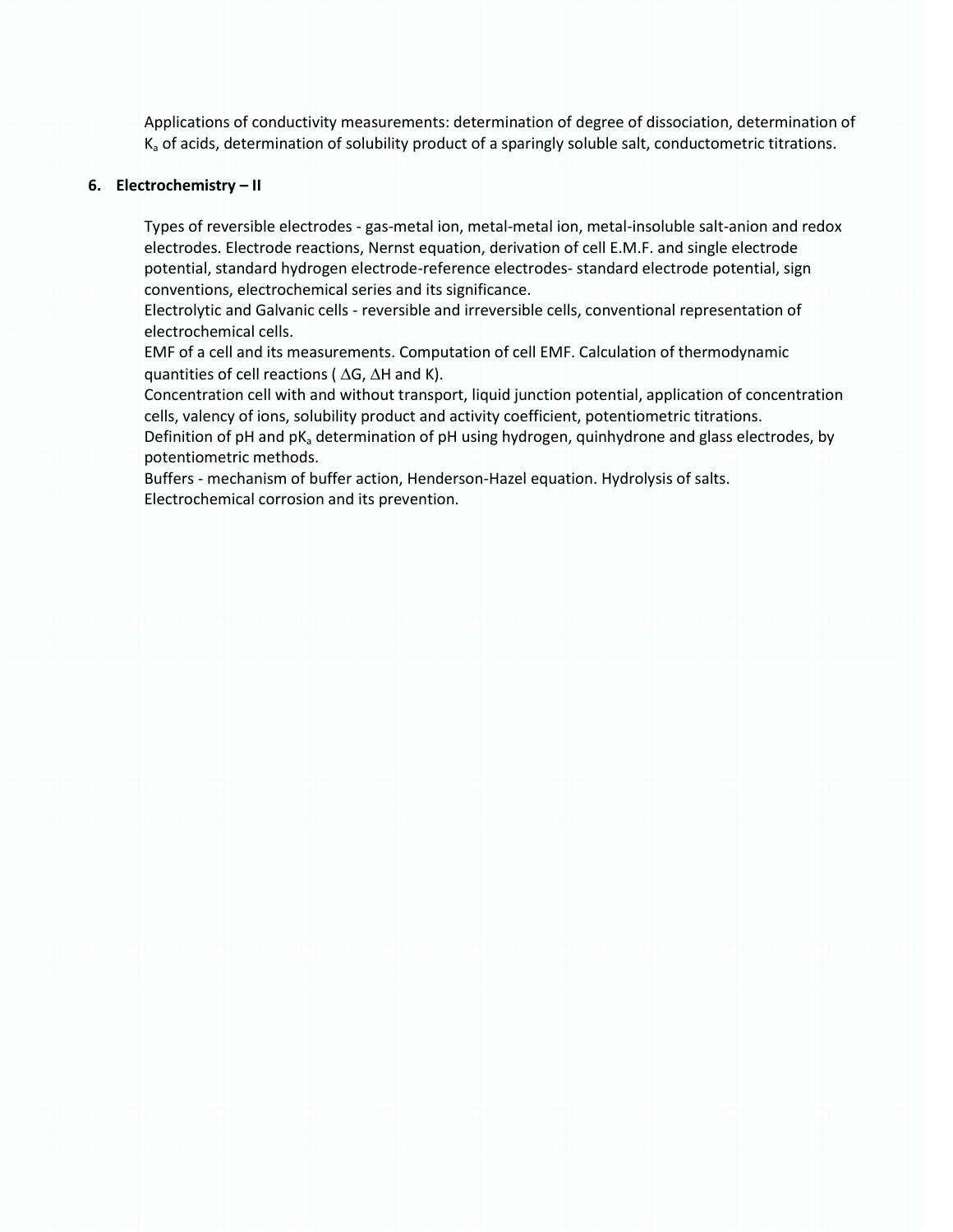Applications of conductivity measurements: determination of degree of dissociation, determination of $K_a$ of acids, determination of solubility product of a sparingly soluble salt, conductometric titrations.

**6. Electrochemistry – II**

Types of reversible electrodes - gas-metal ion, metal-metal ion, metal-insoluble salt-anion and redox electrodes. Electrode reactions, Nernst equation, derivation of cell E.M.F. and single electrode potential, standard hydrogen electrode-reference electrodes- standard electrode potential, sign conventions, electrochemical series and its significance.
Electrolytic and Galvanic cells - reversible and irreversible cells, conventional representation of electrochemical cells.
EMF of a cell and its measurements. Computation of cell EMF. Calculation of thermodynamic quantities of cell reactions ( $\Delta G$, $\Delta H$ and K).
Concentration cell with and without transport, liquid junction potential, application of concentration cells, valency of ions, solubility product and activity coefficient, potentiometric titrations.
Definition of pH and $pK_a$ determination of pH using hydrogen, quinhydrone and glass electrodes, by potentiometric methods.
Buffers - mechanism of buffer action, Henderson-Hazel equation. Hydrolysis of salts.
Electrochemical corrosion and its prevention.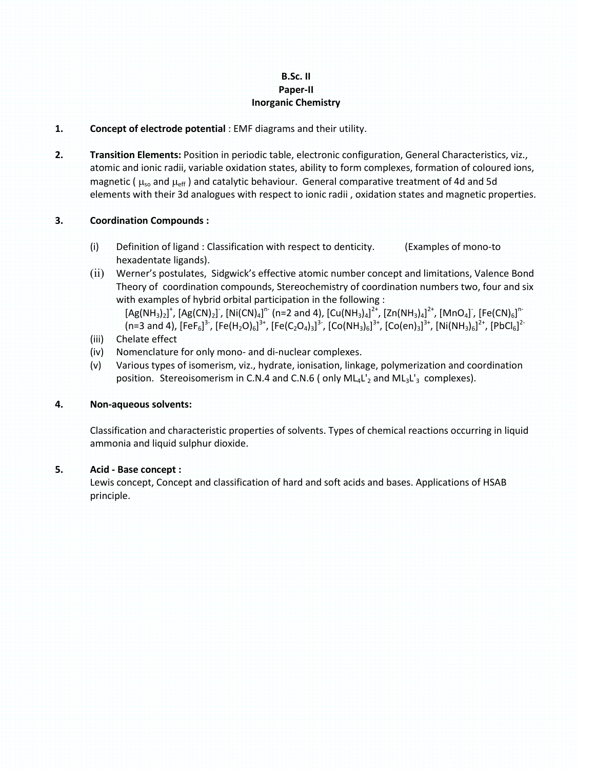**B.Sc. II**
**Paper-II**
**Inorganic Chemistry**

1. **Concept of electrode potential** : EMF diagrams and their utility.

2. **Transition Elements:** Position in periodic table, electronic configuration, General Characteristics, viz., atomic and ionic radii, variable oxidation states, ability to form complexes, formation of coloured ions, magnetic ( $\mu_{so}$ and $\mu_{eff}$ ) and catalytic behaviour. General comparative treatment of 4d and 5d elements with their 3d analogues with respect to ionic radii , oxidation states and magnetic properties.

3. **Coordination Compounds :**

   (i) Definition of ligand : Classification with respect to denticity. (Examples of mono-to hexadentate ligands).

   (ii) Werner's postulates, Sidgwick's effective atomic number concept and limitations, Valence Bond Theory of coordination compounds, Stereochemistry of coordination numbers two, four and six with examples of hybrid orbital participation in the following :
   $[Ag(NH_3)_2]^+$, $[Ag(CN)_2]^-$, $[Ni(CN)_4]^{n-}$ (n=2 and 4), $[Cu(NH_3)_4]^{2+}$, $[Zn(NH_3)_4]^{2+}$, $[MnO_4]^-$, $[Fe(CN)_6]^{n-}$ (n=3 and 4), $[FeF_6]^{3-}$, $[Fe(H_2O)_6]^{3+}$, $[Fe(C_2O_4)_3]^{3-}$, $[Co(NH_3)_6]^{3+}$, $[Co(en)_3]^{3+}$, $[Ni(NH_3)_6]^{2+}$, $[PbCl_6]^{2-}$

   (iii) Chelate effect

   (iv) Nomenclature for only mono- and di-nuclear complexes.

   (v) Various types of isomerism, viz., hydrate, ionisation, linkage, polymerization and coordination position. Stereoisomerism in C.N.4 and C.N.6 ( only $ML_4L'_2$ and $ML_3L'_3$ complexes).

4. **Non-aqueous solvents:**

   Classification and characteristic properties of solvents. Types of chemical reactions occurring in liquid ammonia and liquid sulphur dioxide.

5. **Acid - Base concept :**
   Lewis concept, Concept and classification of hard and soft acids and bases. Applications of HSAB principle.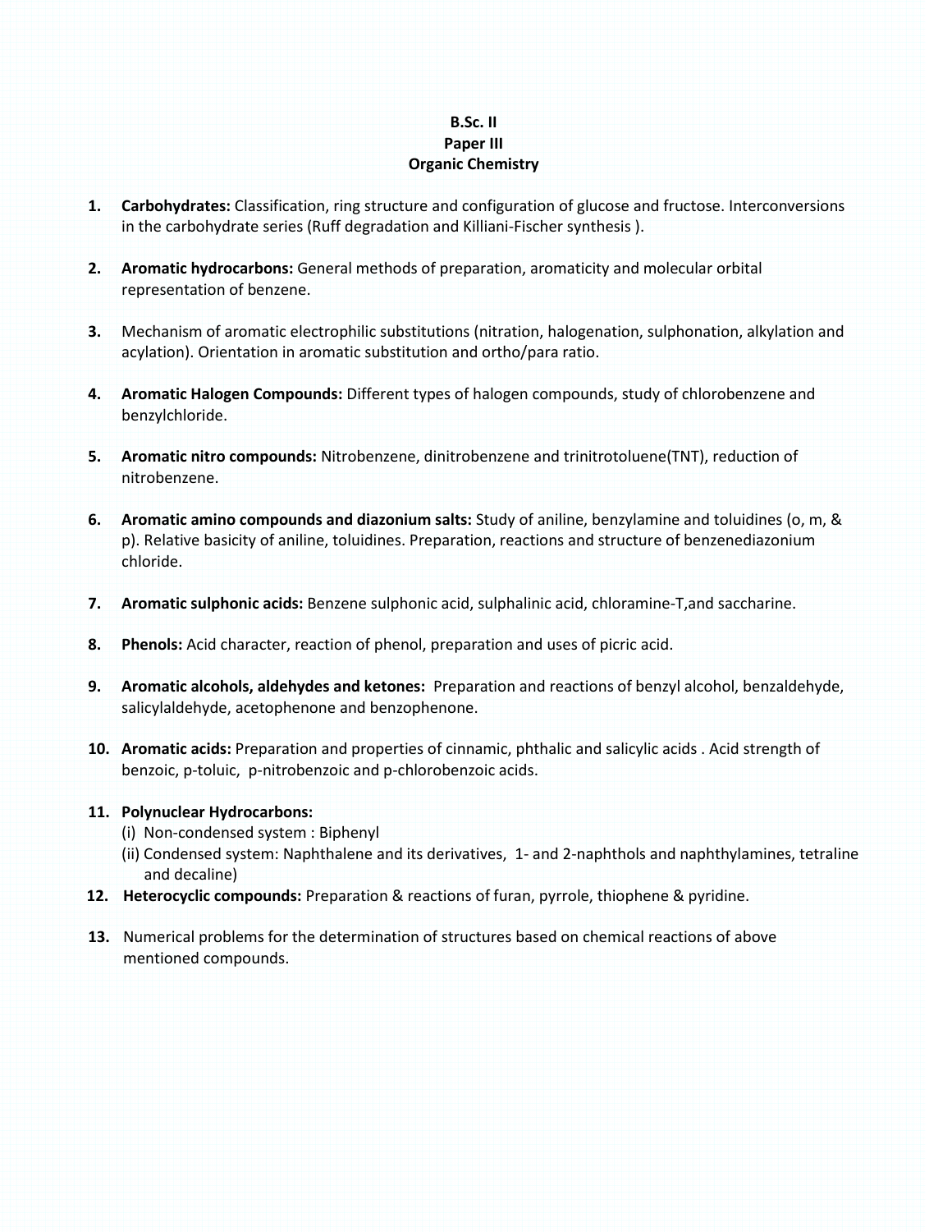**B.Sc. II**
**Paper III**
**Organic Chemistry**

1. **Carbohydrates:** Classification, ring structure and configuration of glucose and fructose. Interconversions in the carbohydrate series (Ruff degradation and Killiani-Fischer synthesis ).

2. **Aromatic hydrocarbons:** General methods of preparation, aromaticity and molecular orbital representation of benzene.

3. Mechanism of aromatic electrophilic substitutions (nitration, halogenation, sulphonation, alkylation and acylation). Orientation in aromatic substitution and ortho/para ratio.

4. **Aromatic Halogen Compounds:** Different types of halogen compounds, study of chlorobenzene and benzylchloride.

5. **Aromatic nitro compounds:** Nitrobenzene, dinitrobenzene and trinitrotoluene(TNT), reduction of nitrobenzene.

6. **Aromatic amino compounds and diazonium salts:** Study of aniline, benzylamine and toluidines (o, m, & p). Relative basicity of aniline, toluidines. Preparation, reactions and structure of benzenediazonium chloride.

7. **Aromatic sulphonic acids:** Benzene sulphonic acid, sulphalinic acid, chloramine-T,and saccharine.

8. **Phenols:** Acid character, reaction of phenol, preparation and uses of picric acid.

9. **Aromatic alcohols, aldehydes and ketones:** Preparation and reactions of benzyl alcohol, benzaldehyde, salicylaldehyde, acetophenone and benzophenone.

10. **Aromatic acids:** Preparation and properties of cinnamic, phthalic and salicylic acids . Acid strength of benzoic, p-toluic, p-nitrobenzoic and p-chlorobenzoic acids.

11. **Polynuclear Hydrocarbons:**
    (i) Non-condensed system : Biphenyl
    (ii) Condensed system: Naphthalene and its derivatives, 1- and 2-naphthols and naphthylamines, tetraline and decaline)

12. **Heterocyclic compounds:** Preparation & reactions of furan, pyrrole, thiophene & pyridine.

13. Numerical problems for the determination of structures based on chemical reactions of above mentioned compounds.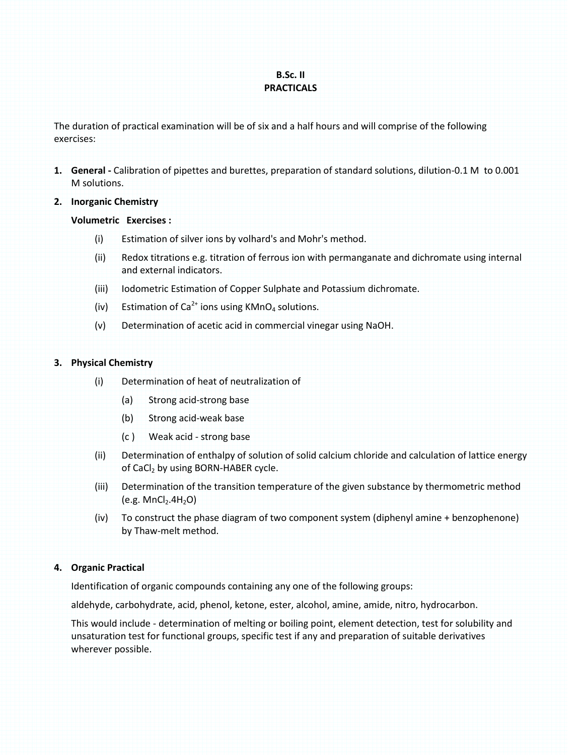# B.Sc. II
## PRACTICALS

The duration of practical examination will be of six and a half hours and will comprise of the following exercises:

1. **General -** Calibration of pipettes and burettes, preparation of standard solutions, dilution-0.1 M to 0.001 M solutions.

2. **Inorganic Chemistry**

   **Volumetric Exercises :**

   (i) Estimation of silver ions by volhard's and Mohr's method.

   (ii) Redox titrations e.g. titration of ferrous ion with permanganate and dichromate using internal and external indicators.

   (iii) Iodometric Estimation of Copper Sulphate and Potassium dichromate.

   (iv) Estimation of $Ca^{2+}$ ions using $KMnO_4$ solutions.

   (v) Determination of acetic acid in commercial vinegar using NaOH.

3. **Physical Chemistry**

   (i) Determination of heat of neutralization of

   (a) Strong acid-strong base

   (b) Strong acid-weak base

   (c ) Weak acid - strong base

   (ii) Determination of enthalpy of solution of solid calcium chloride and calculation of lattice energy of $CaCl_2$ by using BORN-HABER cycle.

   (iii) Determination of the transition temperature of the given substance by thermometric method (e.g. $MnCl_2.4H_2O$)

   (iv) To construct the phase diagram of two component system (diphenyl amine + benzophenone) by Thaw-melt method.

4. **Organic Practical**

   Identification of organic compounds containing any one of the following groups:

   aldehyde, carbohydrate, acid, phenol, ketone, ester, alcohol, amine, amide, nitro, hydrocarbon.

   This would include - determination of melting or boiling point, element detection, test for solubility and unsaturation test for functional groups, specific test if any and preparation of suitable derivatives wherever possible.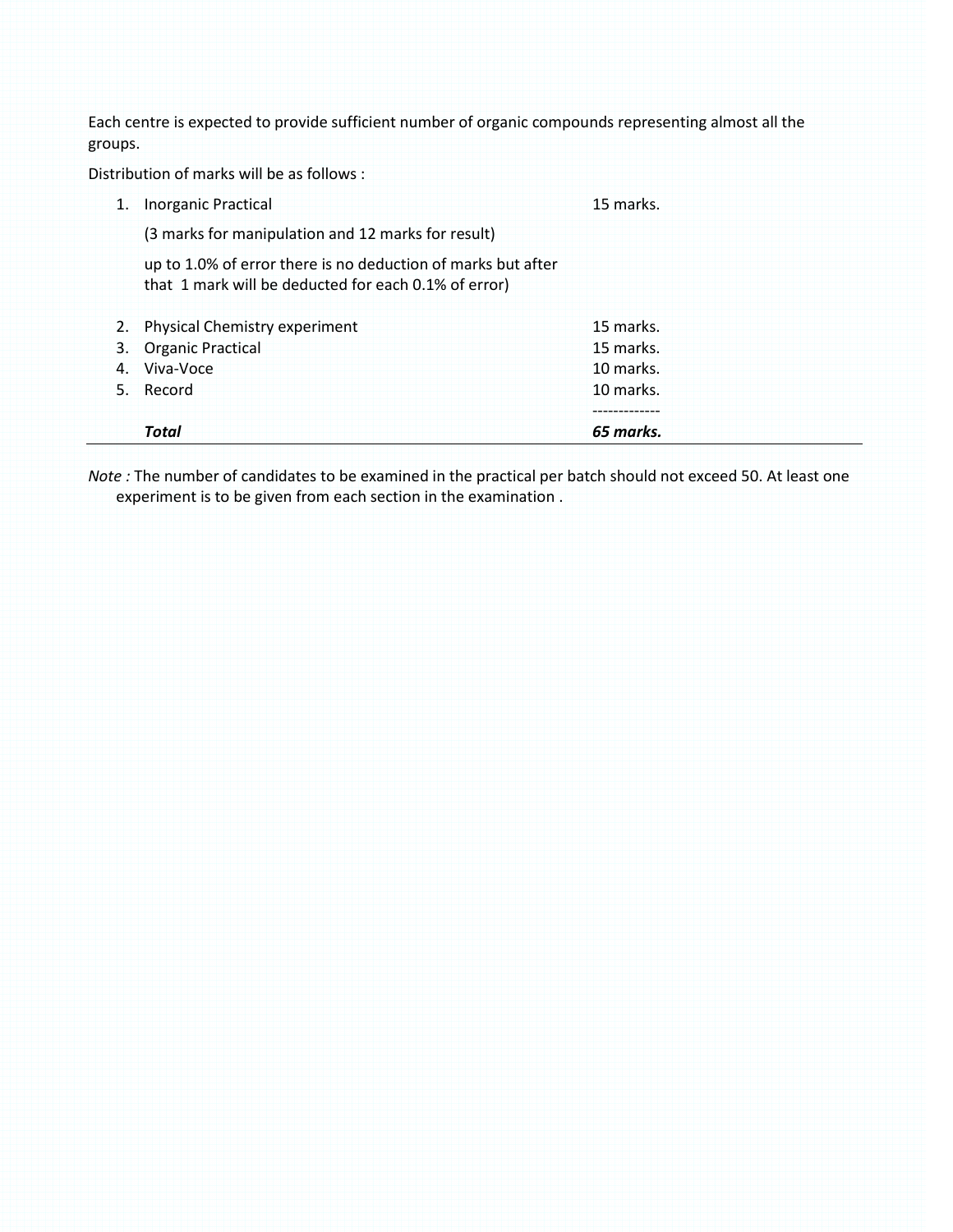Each centre is expected to provide sufficient number of organic compounds representing almost all the groups.

Distribution of marks will be as follows :

| | | |
|---|---|---|
| 1. | Inorganic Practical<br>(3 marks for manipulation and 12 marks for result)<br>up to 1.0% of error there is no deduction of marks but after that 1 mark will be deducted for each 0.1% of error) | 15 marks. |
| 2. | Physical Chemistry experiment | 15 marks. |
| 3. | Organic Practical | 15 marks. |
| 4. | Viva-Voce | 10 marks. |
| 5. | Record | 10 marks. |
| | ***Total*** | ***65 marks.*** |

*Note :* The number of candidates to be examined in the practical per batch should not exceed 50. At least one experiment is to be given from each section in the examination .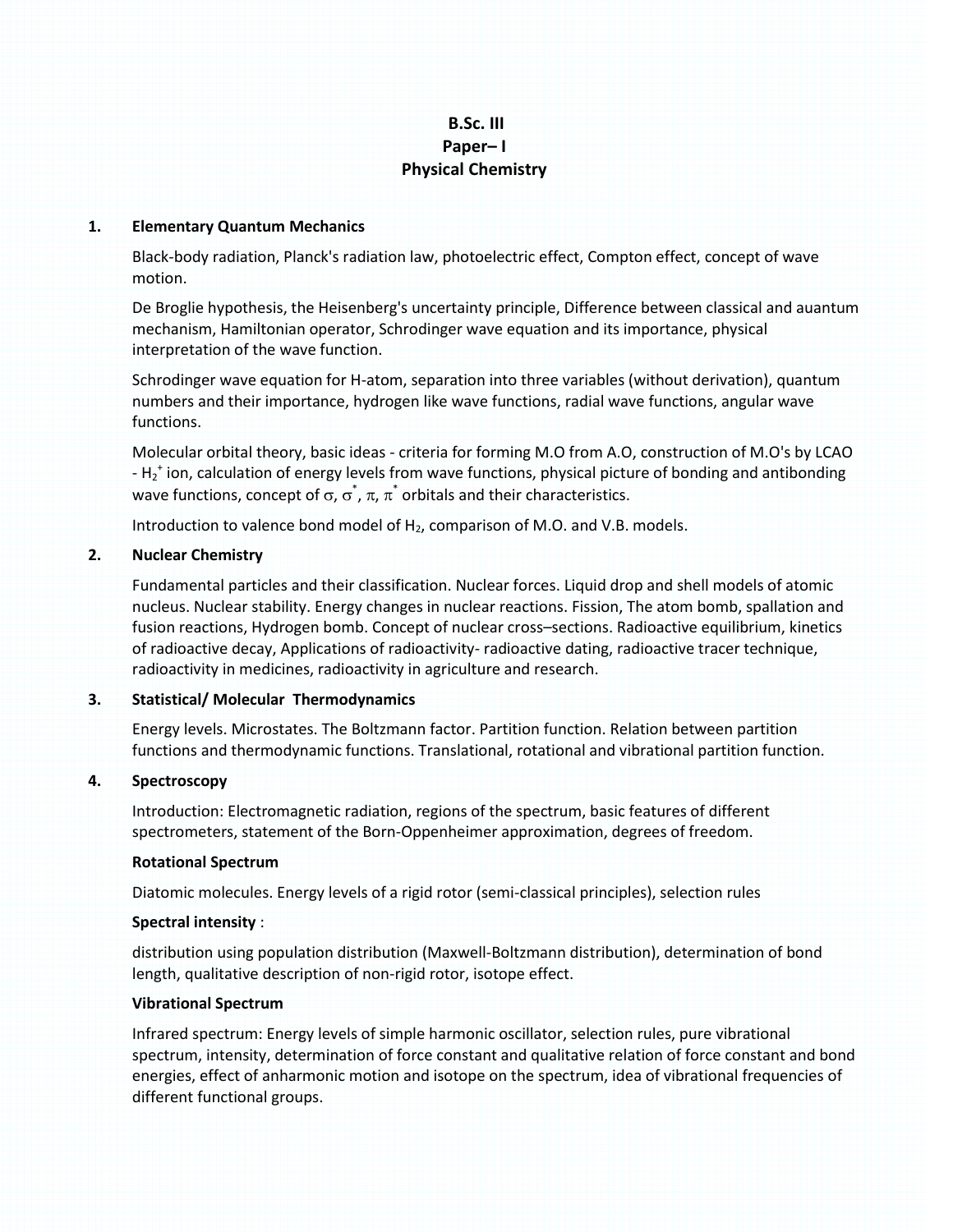**B.Sc. III**
**Paper– I**
**Physical Chemistry**

1. **Elementary Quantum Mechanics**

   Black-body radiation, Planck's radiation law, photoelectric effect, Compton effect, concept of wave motion.

   De Broglie hypothesis, the Heisenberg's uncertainty principle, Difference between classical and auantum mechanism, Hamiltonian operator, Schrodinger wave equation and its importance, physical interpretation of the wave function.

   Schrodinger wave equation for H-atom, separation into three variables (without derivation), quantum numbers and their importance, hydrogen like wave functions, radial wave functions, angular wave functions.

   Molecular orbital theory, basic ideas - criteria for forming M.O from A.O, construction of M.O's by LCAO - $H_2^+$ ion, calculation of energy levels from wave functions, physical picture of bonding and antibonding wave functions, concept of $\sigma$, $\sigma^*$, $\pi$, $\pi^*$ orbitals and their characteristics.

   Introduction to valence bond model of $H_2$, comparison of M.O. and V.B. models.

2. **Nuclear Chemistry**

   Fundamental particles and their classification. Nuclear forces. Liquid drop and shell models of atomic nucleus. Nuclear stability. Energy changes in nuclear reactions. Fission, The atom bomb, spallation and fusion reactions, Hydrogen bomb. Concept of nuclear cross–sections. Radioactive equilibrium, kinetics of radioactive decay, Applications of radioactivity- radioactive dating, radioactive tracer technique, radioactivity in medicines, radioactivity in agriculture and research.

3. **Statistical/ Molecular Thermodynamics**

   Energy levels. Microstates. The Boltzmann factor. Partition function. Relation between partition functions and thermodynamic functions. Translational, rotational and vibrational partition function.

4. **Spectroscopy**

   Introduction: Electromagnetic radiation, regions of the spectrum, basic features of different spectrometers, statement of the Born-Oppenheimer approximation, degrees of freedom.

   **Rotational Spectrum**

   Diatomic molecules. Energy levels of a rigid rotor (semi-classical principles), selection rules

   **Spectral intensity** :

   distribution using population distribution (Maxwell-Boltzmann distribution), determination of bond length, qualitative description of non-rigid rotor, isotope effect.

   **Vibrational Spectrum**

   Infrared spectrum: Energy levels of simple harmonic oscillator, selection rules, pure vibrational spectrum, intensity, determination of force constant and qualitative relation of force constant and bond energies, effect of anharmonic motion and isotope on the spectrum, idea of vibrational frequencies of different functional groups.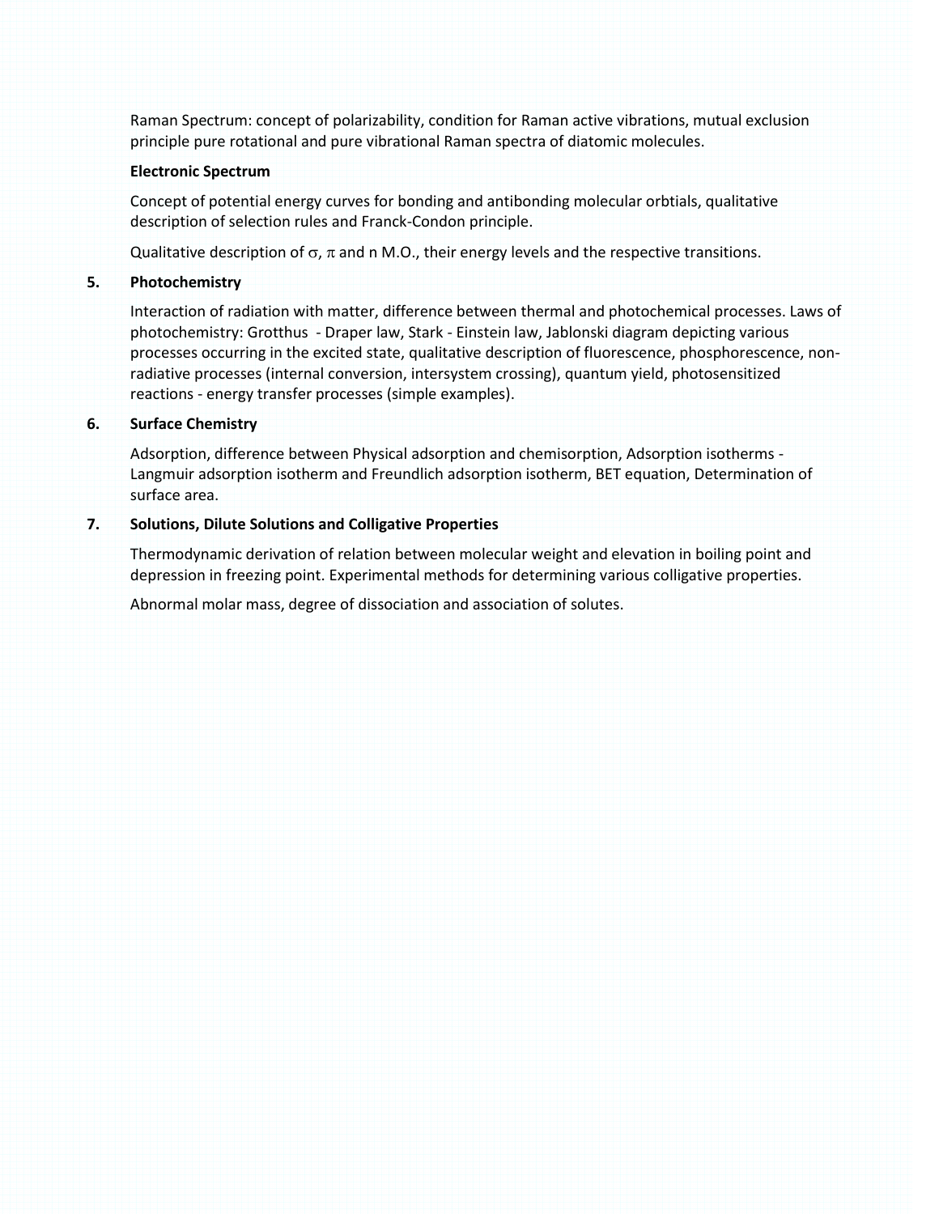Raman Spectrum: concept of polarizability, condition for Raman active vibrations, mutual exclusion principle pure rotational and pure vibrational Raman spectra of diatomic molecules.

**Electronic Spectrum**

Concept of potential energy curves for bonding and antibonding molecular orbtials, qualitative description of selection rules and Franck-Condon principle.

Qualitative description of $\sigma$, $\pi$ and n M.O., their energy levels and the respective transitions.

**5. Photochemistry**

Interaction of radiation with matter, difference between thermal and photochemical processes. Laws of photochemistry: Grotthus - Draper law, Stark - Einstein law, Jablonski diagram depicting various processes occurring in the excited state, qualitative description of fluorescence, phosphorescence, non-radiative processes (internal conversion, intersystem crossing), quantum yield, photosensitized reactions - energy transfer processes (simple examples).

**6. Surface Chemistry**

Adsorption, difference between Physical adsorption and chemisorption, Adsorption isotherms - Langmuir adsorption isotherm and Freundlich adsorption isotherm, BET equation, Determination of surface area.

**7. Solutions, Dilute Solutions and Colligative Properties**

Thermodynamic derivation of relation between molecular weight and elevation in boiling point and depression in freezing point. Experimental methods for determining various colligative properties.

Abnormal molar mass, degree of dissociation and association of solutes.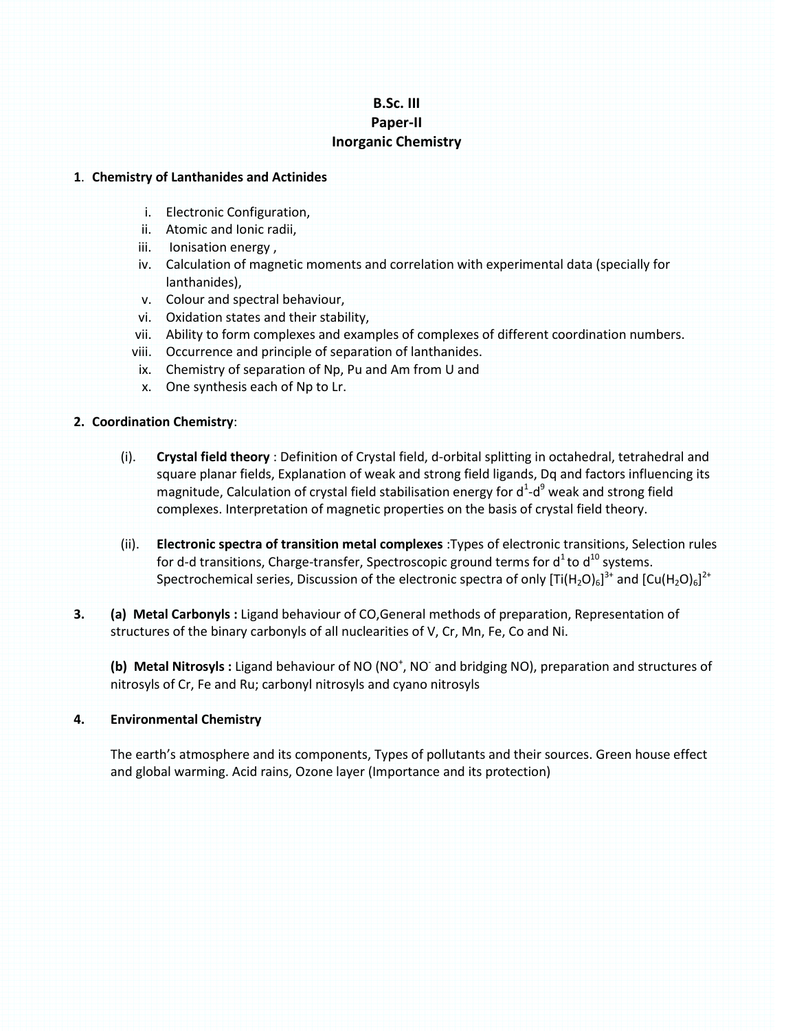# B.Sc. III
## Paper-II
## Inorganic Chemistry

**1. Chemistry of Lanthanides and Actinides**

i. Electronic Configuration,
ii. Atomic and Ionic radii,
iii. Ionisation energy ,
iv. Calculation of magnetic moments and correlation with experimental data (specially for lanthanides),
v. Colour and spectral behaviour,
vi. Oxidation states and their stability,
vii. Ability to form complexes and examples of complexes of different coordination numbers.
viii. Occurrence and principle of separation of lanthanides.
ix. Chemistry of separation of Np, Pu and Am from U and
x. One synthesis each of Np to Lr.

**2. Coordination Chemistry**:

(i). **Crystal field theory** : Definition of Crystal field, d-orbital splitting in octahedral, tetrahedral and square planar fields, Explanation of weak and strong field ligands, Dq and factors influencing its magnitude, Calculation of crystal field stabilisation energy for $d^1$-$d^9$ weak and strong field complexes. Interpretation of magnetic properties on the basis of crystal field theory.

(ii). **Electronic spectra of transition metal complexes** :Types of electronic transitions, Selection rules for d-d transitions, Charge-transfer, Spectroscopic ground terms for $d^1$ to $d^{10}$ systems. Spectrochemical series, Discussion of the electronic spectra of only $[Ti(H_2O)_6]^{3+}$ and $[Cu(H_2O)_6]^{2+}$

**3.** **(a) Metal Carbonyls :** Ligand behaviour of CO,General methods of preparation, Representation of structures of the binary carbonyls of all nuclearities of V, Cr, Mn, Fe, Co and Ni.

**(b) Metal Nitrosyls :** Ligand behaviour of NO ($NO^+$, $NO^-$ and bridging NO), preparation and structures of nitrosyls of Cr, Fe and Ru; carbonyl nitrosyls and cyano nitrosyls

**4.** **Environmental Chemistry**

The earth's atmosphere and its components, Types of pollutants and their sources. Green house effect and global warming. Acid rains, Ozone layer (Importance and its protection)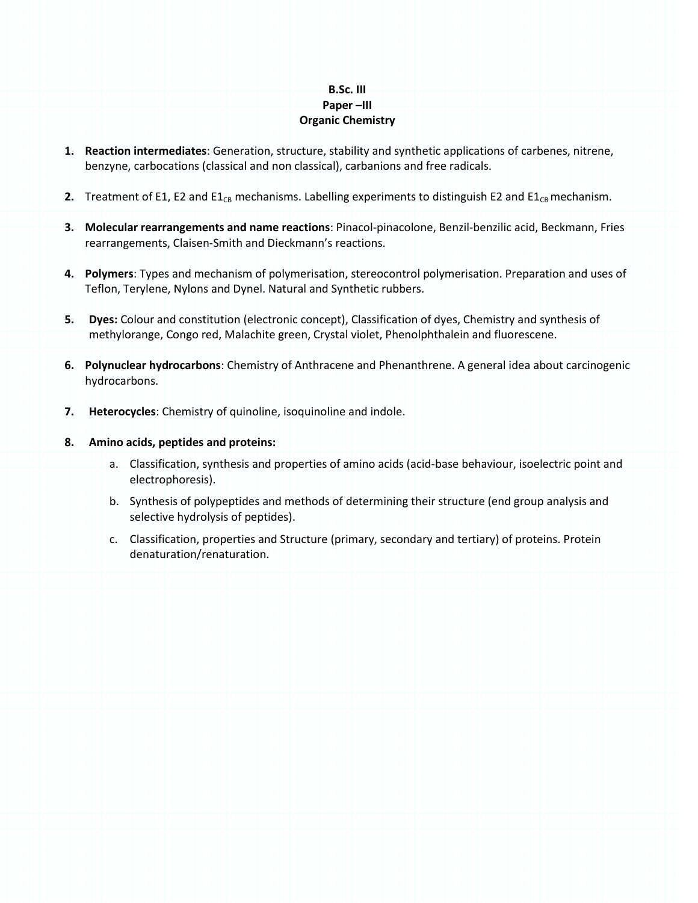**B.Sc. III**
**Paper –III**
**Organic Chemistry**

1. **Reaction intermediates**: Generation, structure, stability and synthetic applications of carbenes, nitrene, benzyne, carbocations (classical and non classical), carbanions and free radicals.

2. Treatment of E1, E2 and $E1_{CB}$ mechanisms. Labelling experiments to distinguish E2 and $E1_{CB}$ mechanism.

3. **Molecular rearrangements and name reactions**: Pinacol-pinacolone, Benzil-benzilic acid, Beckmann, Fries rearrangements, Claisen-Smith and Dieckmann's reactions.

4. **Polymers**: Types and mechanism of polymerisation, stereocontrol polymerisation. Preparation and uses of Teflon, Terylene, Nylons and Dynel. Natural and Synthetic rubbers.

5. **Dyes:** Colour and constitution (electronic concept), Classification of dyes, Chemistry and synthesis of methylorange, Congo red, Malachite green, Crystal violet, Phenolphthalein and fluorescene.

6. **Polynuclear hydrocarbons**: Chemistry of Anthracene and Phenanthrene. A general idea about carcinogenic hydrocarbons.

7. **Heterocycles**: Chemistry of quinoline, isoquinoline and indole.

8. **Amino acids, peptides and proteins:**
    a. Classification, synthesis and properties of amino acids (acid-base behaviour, isoelectric point and electrophoresis).
    b. Synthesis of polypeptides and methods of determining their structure (end group analysis and selective hydrolysis of peptides).
    c. Classification, properties and Structure (primary, secondary and tertiary) of proteins. Protein denaturation/renaturation.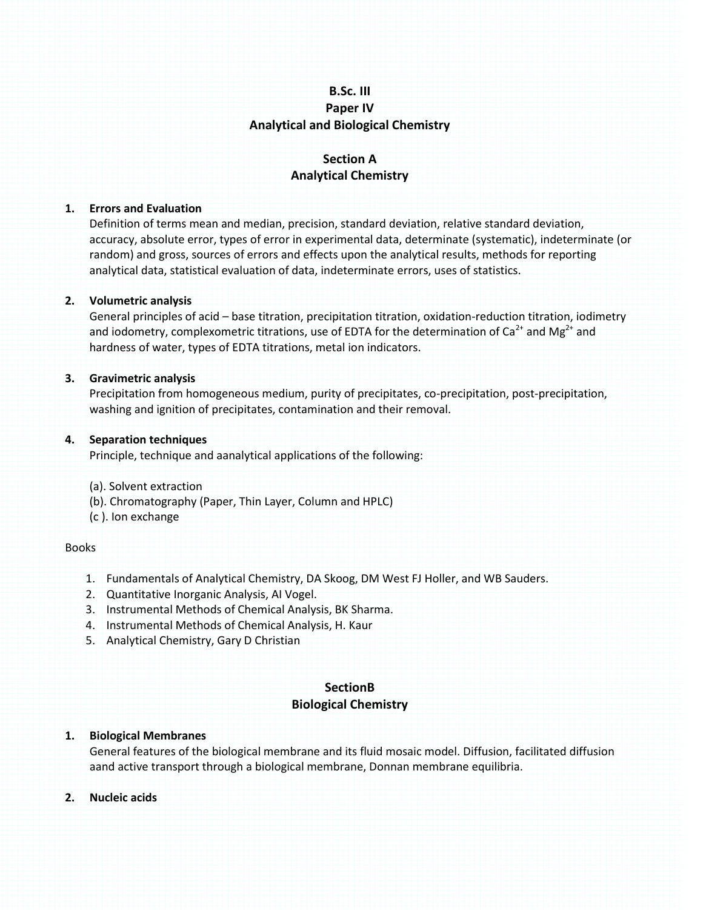**B.Sc. III**

**Paper IV**

**Analytical and Biological Chemistry**

## Section A
## Analytical Chemistry

1. **Errors and Evaluation**
   Definition of terms mean and median, precision, standard deviation, relative standard deviation, accuracy, absolute error, types of error in experimental data, determinate (systematic), indeterminate (or random) and gross, sources of errors and effects upon the analytical results, methods for reporting analytical data, statistical evaluation of data, indeterminate errors, uses of statistics.

2. **Volumetric analysis**
   General principles of acid – base titration, precipitation titration, oxidation-reduction titration, iodimetry and iodometry, complexometric titrations, use of EDTA for the determination of $Ca^{2+}$ and $Mg^{2+}$ and hardness of water, types of EDTA titrations, metal ion indicators.

3. **Gravimetric analysis**
   Precipitation from homogeneous medium, purity of precipitates, co-precipitation, post-precipitation, washing and ignition of precipitates, contamination and their removal.

4. **Separation techniques**
   Principle, technique and aanalytical applications of the following:

   (a). Solvent extraction
   (b). Chromatography (Paper, Thin Layer, Column and HPLC)
   (c ). Ion exchange

Books

1. Fundamentals of Analytical Chemistry, DA Skoog, DM West FJ Holler, and WB Sauders.
2. Quantitative Inorganic Analysis, AI Vogel.
3. Instrumental Methods of Chemical Analysis, BK Sharma.
4. Instrumental Methods of Chemical Analysis, H. Kaur
5. Analytical Chemistry, Gary D Christian

## SectionB
## Biological Chemistry

1. **Biological Membranes**
   General features of the biological membrane and its fluid mosaic model. Diffusion, facilitated diffusion aand active transport through a biological membrane, Donnan membrane equilibria.

2. **Nucleic acids**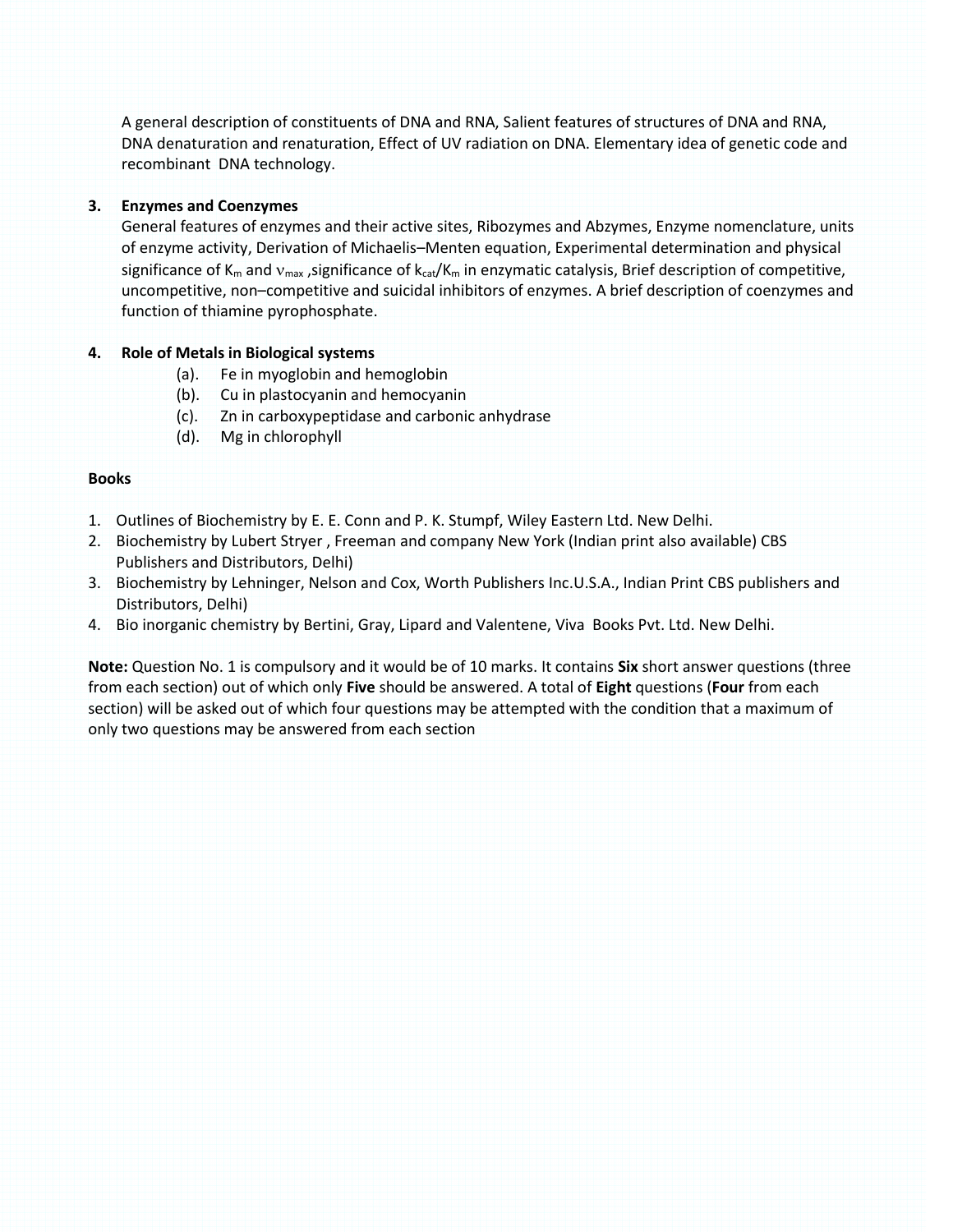A general description of constituents of DNA and RNA, Salient features of structures of DNA and RNA, DNA denaturation and renaturation, Effect of UV radiation on DNA. Elementary idea of genetic code and recombinant DNA technology.

**3. Enzymes and Coenzymes**

General features of enzymes and their active sites, Ribozymes and Abzymes, Enzyme nomenclature, units of enzyme activity, Derivation of Michaelis–Menten equation, Experimental determination and physical significance of $K_m$ and $\nu_{max}$ ,significance of $k_{cat}/K_m$ in enzymatic catalysis, Brief description of competitive, uncompetitive, non–competitive and suicidal inhibitors of enzymes. A brief description of coenzymes and function of thiamine pyrophosphate.

**4. Role of Metals in Biological systems**

(a). Fe in myoglobin and hemoglobin
(b). Cu in plastocyanin and hemocyanin
(c). Zn in carboxypeptidase and carbonic anhydrase
(d). Mg in chlorophyll

**Books**

1. Outlines of Biochemistry by E. E. Conn and P. K. Stumpf, Wiley Eastern Ltd. New Delhi.
2. Biochemistry by Lubert Stryer , Freeman and company New York (Indian print also available) CBS Publishers and Distributors, Delhi)
3. Biochemistry by Lehninger, Nelson and Cox, Worth Publishers Inc.U.S.A., Indian Print CBS publishers and Distributors, Delhi)
4. Bio inorganic chemistry by Bertini, Gray, Lipard and Valentene, Viva Books Pvt. Ltd. New Delhi.

**Note:** Question No. 1 is compulsory and it would be of 10 marks. It contains **Six** short answer questions (three from each section) out of which only **Five** should be answered. A total of **Eight** questions (**Four** from each section) will be asked out of which four questions may be attempted with the condition that a maximum of only two questions may be answered from each section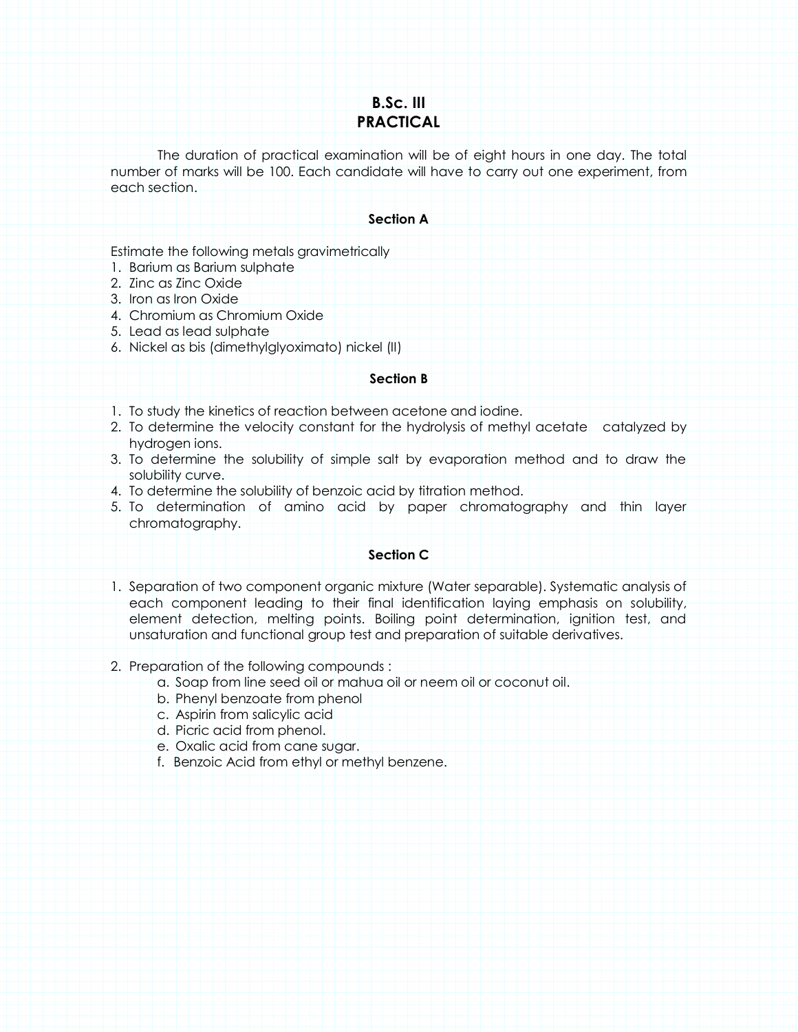# B.Sc. III
# PRACTICAL

The duration of practical examination will be of eight hours in one day. The total number of marks will be 100. Each candidate will have to carry out one experiment, from each section.

### Section A

Estimate the following metals gravimetrically

1. Barium as Barium sulphate
2. Zinc as Zinc Oxide
3. Iron as Iron Oxide
4. Chromium as Chromium Oxide
5. Lead as lead sulphate
6. Nickel as bis (dimethylglyoximato) nickel (II)

### Section B

1. To study the kinetics of reaction between acetone and iodine.
2. To determine the velocity constant for the hydrolysis of methyl acetate catalyzed by hydrogen ions.
3. To determine the solubility of simple salt by evaporation method and to draw the solubility curve.
4. To determine the solubility of benzoic acid by titration method.
5. To determination of amino acid by paper chromatography and thin layer chromatography.

### Section C

1. Separation of two component organic mixture (Water separable). Systematic analysis of each component leading to their final identification laying emphasis on solubility, element detection, melting points. Boiling point determination, ignition test, and unsaturation and functional group test and preparation of suitable derivatives.

2. Preparation of the following compounds :
   a. Soap from line seed oil or mahua oil or neem oil or coconut oil.
   b. Phenyl benzoate from phenol
   c. Aspirin from salicylic acid
   d. Picric acid from phenol.
   e. Oxalic acid from cane sugar.
   f. Benzoic Acid from ethyl or methyl benzene.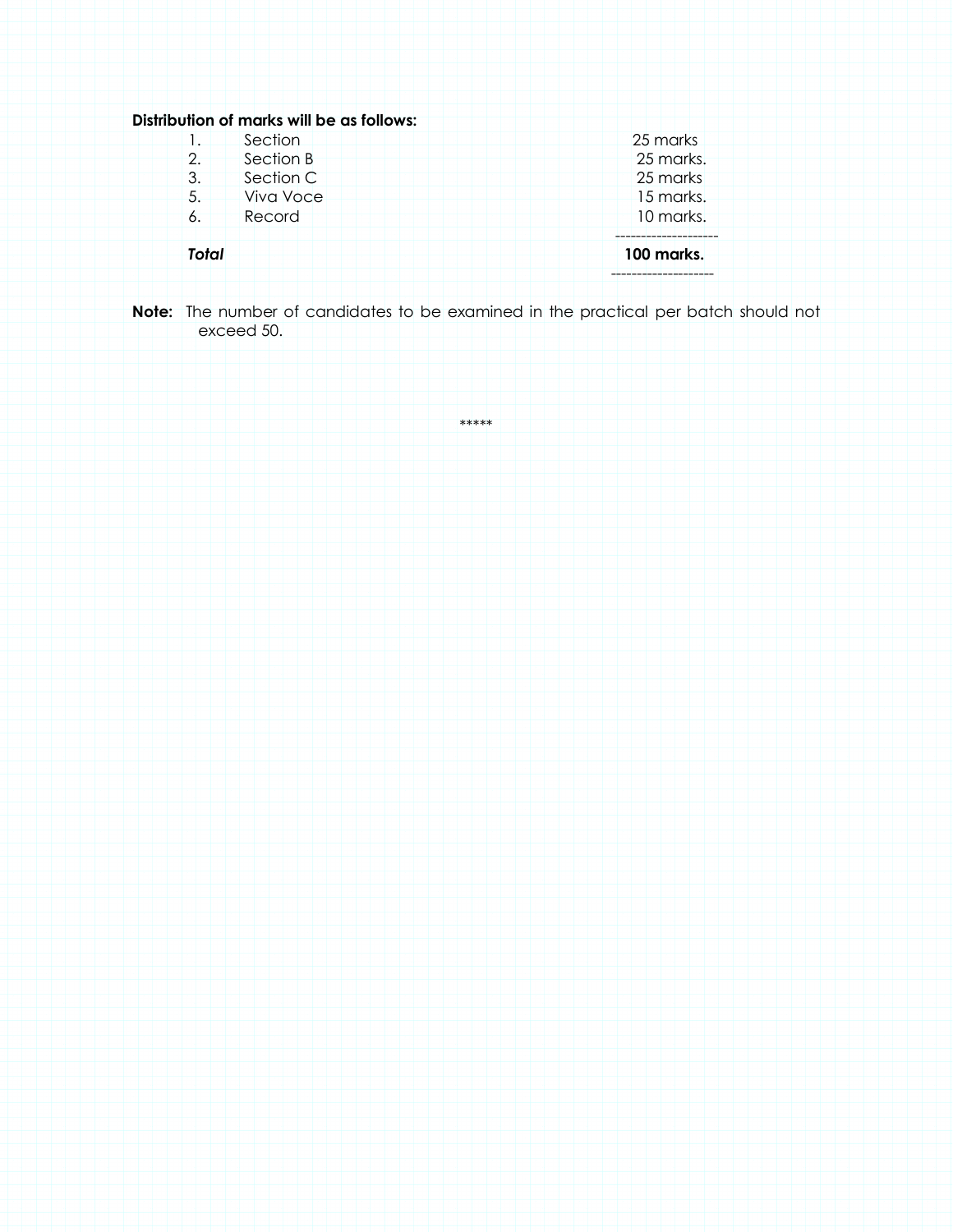**Distribution of marks will be as follows:**

| | | |
|---|---|---|
| 1. | Section | 25 marks |
| 2. | Section B | 25 marks. |
| 3. | Section C | 25 marks |
| 5. | Viva Voce | 15 marks. |
| 6. | Record | 10 marks. |
| | ***Total*** | **100 marks.** |

**Note:** The number of candidates to be examined in the practical per batch should not exceed 50.

*****